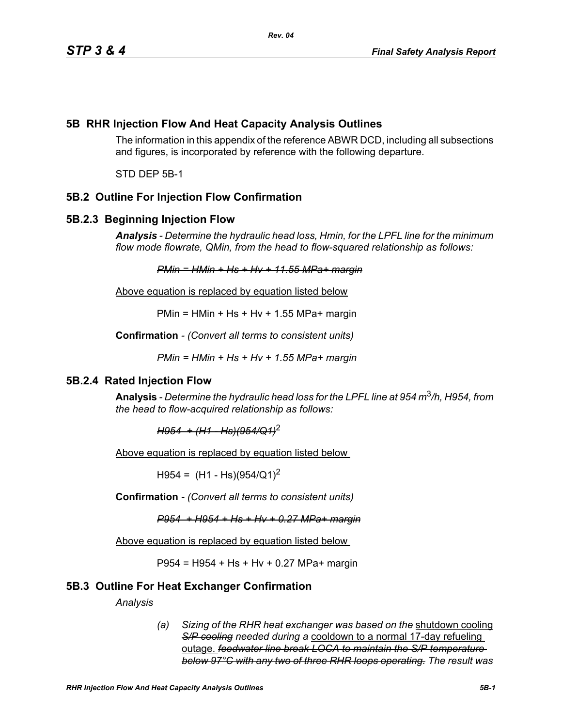## 5B RHR Injection Flow And Heat Capacity Analysis Outlines

The information in this appendix of the reference ABWR DCD, including all subsections and figures, is incorporated by reference with the following departure.

STD DEP 5B-1

## 5B.2 Outline For Injection Flow Confirmation

### 5B.2.3 Beginning Injection Flow

***Analysis*** *- Determine the hydraulic head loss, Hmin, for the LPFL line for the minimum flow mode flowrate, QMin, from the head to flow-squared relationship as follows:*

~~*PMin = HMin + Hs + Hv + 11.55 MPa+ margin*~~

<u>Above equation is replaced by equation listed below</u>

PMin = HMin + Hs + Hv + 1.55 MPa+ margin

**Confirmation** *- (Convert all terms to consistent units)*

*PMin = HMin + Hs + Hv + 1.55 MPa+ margin*

### 5B.2.4 Rated Injection Flow

**Analysis** *- Determine the hydraulic head loss for the LPFL line at 954 $m^3/h$, H954, from the head to flow-acquired relationship as follows:*

~~*H954 + (H1 - Hs)(954/Q1)*~~$^2$

<u>Above equation is replaced by equation listed below</u>

H954 = (H1 - Hs)$(954/Q1)^2$

**Confirmation** *- (Convert all terms to consistent units)*

~~*P954 + H954 + Hs + Hv + 0.27 MPa+ margin*~~

<u>Above equation is replaced by equation listed below</u>

P954 = H954 + Hs + Hv + 0.27 MPa+ margin

## 5B.3 Outline For Heat Exchanger Confirmation

*Analysis*

(a) *Sizing of the RHR heat exchanger was based on the* <u>shutdown cooling</u> ~~*S/P cooling*~~ *needed during a* <u>cooldown to a normal 17-day refueling outage.</u> ~~*feedwater line break LOCA to maintain the S/P temperature below 97°C with any two of three RHR loops operating.*~~ *The result was*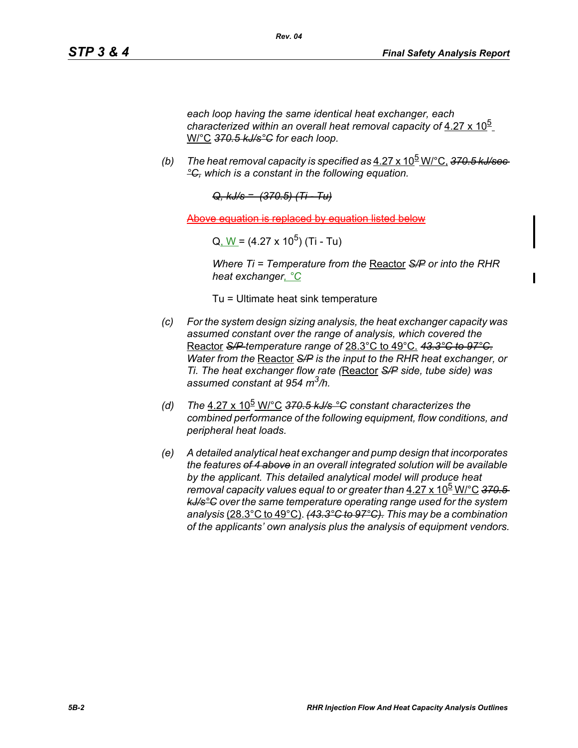*each loop having the same identical heat exchanger, each characterized within an overall heat removal capacity of* 4.27 x $10^5$ W/°C ~~*370.5 kJ/s°C*~~ *for each loop.*

(b) *The heat removal capacity is specified as* 4.27 x $10^5$ W/°C, ~~*370.5 kJ/sec °C,*~~ *which is a constant in the following equation.*

~~*Q, kJ/s = (370.5) (Ti - Tu)*~~

~~Above equation is replaced by equation listed below~~

Q, W = (4.27 x $10^5$) (Ti - Tu)

*Where Ti = Temperature from the* Reactor ~~*S/P*~~ *or into the RHR heat exchanger*, °C

Tu = Ultimate heat sink temperature

(c) *For the system design sizing analysis, the heat exchanger capacity was assumed constant over the range of analysis, which covered the* Reactor ~~*S/P*~~ *temperature range of* 28.3°C to 49°C. ~~*43.3°C to 97°C.*~~ *Water from the* Reactor ~~*S/P*~~ *is the input to the RHR heat exchanger, or Ti. The heat exchanger flow rate (*Reactor ~~*S/P*~~ *side, tube side) was assumed constant at 954 $m^3$/h.*

(d) *The* 4.27 x $10^5$ W/°C ~~*370.5 kJ/s °C*~~ *constant characterizes the combined performance of the following equipment, flow conditions, and peripheral heat loads.*

(e) *A detailed analytical heat exchanger and pump design that incorporates the features* ~~*of 4 above*~~ *in an overall integrated solution will be available by the applicant. This detailed analytical model will produce heat removal capacity values equal to or greater than* 4.27 x $10^5$ W/°C ~~*370.5 kJ/s°C*~~ *over the same temperature operating range used for the system analysis* (28.3°C to 49°C). ~~*(43.3°C to 97°C).*~~ *This may be a combination of the applicants' own analysis plus the analysis of equipment vendors.*